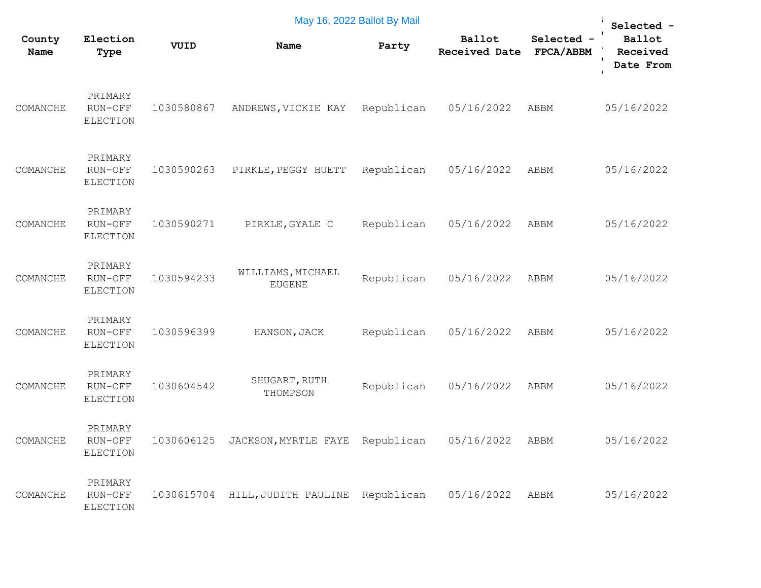May 16, 2022 Ballot By Mail

| County Name | Election Type | VUID | Name | Party | Ballot Received Date | Selected - FPCA/ABBM | Selected - Ballot Received Date From |
|---|---|---|---|---|---|---|---|
| COMANCHE | PRIMARY RUN-OFF ELECTION | 1030580867 | ANDREWS,VICKIE KAY | Republican | 05/16/2022 | ABBM | 05/16/2022 |
| COMANCHE | PRIMARY RUN-OFF ELECTION | 1030590263 | PIRKLE,PEGGY HUETT | Republican | 05/16/2022 | ABBM | 05/16/2022 |
| COMANCHE | PRIMARY RUN-OFF ELECTION | 1030590271 | PIRKLE,GYALE C | Republican | 05/16/2022 | ABBM | 05/16/2022 |
| COMANCHE | PRIMARY RUN-OFF ELECTION | 1030594233 | WILLIAMS,MICHAEL EUGENE | Republican | 05/16/2022 | ABBM | 05/16/2022 |
| COMANCHE | PRIMARY RUN-OFF ELECTION | 1030596399 | HANSON,JACK | Republican | 05/16/2022 | ABBM | 05/16/2022 |
| COMANCHE | PRIMARY RUN-OFF ELECTION | 1030604542 | SHUGART,RUTH THOMPSON | Republican | 05/16/2022 | ABBM | 05/16/2022 |
| COMANCHE | PRIMARY RUN-OFF ELECTION | 1030606125 | JACKSON,MYRTLE FAYE | Republican | 05/16/2022 | ABBM | 05/16/2022 |
| COMANCHE | PRIMARY RUN-OFF ELECTION | 1030615704 | HILL,JUDITH PAULINE | Republican | 05/16/2022 | ABBM | 05/16/2022 |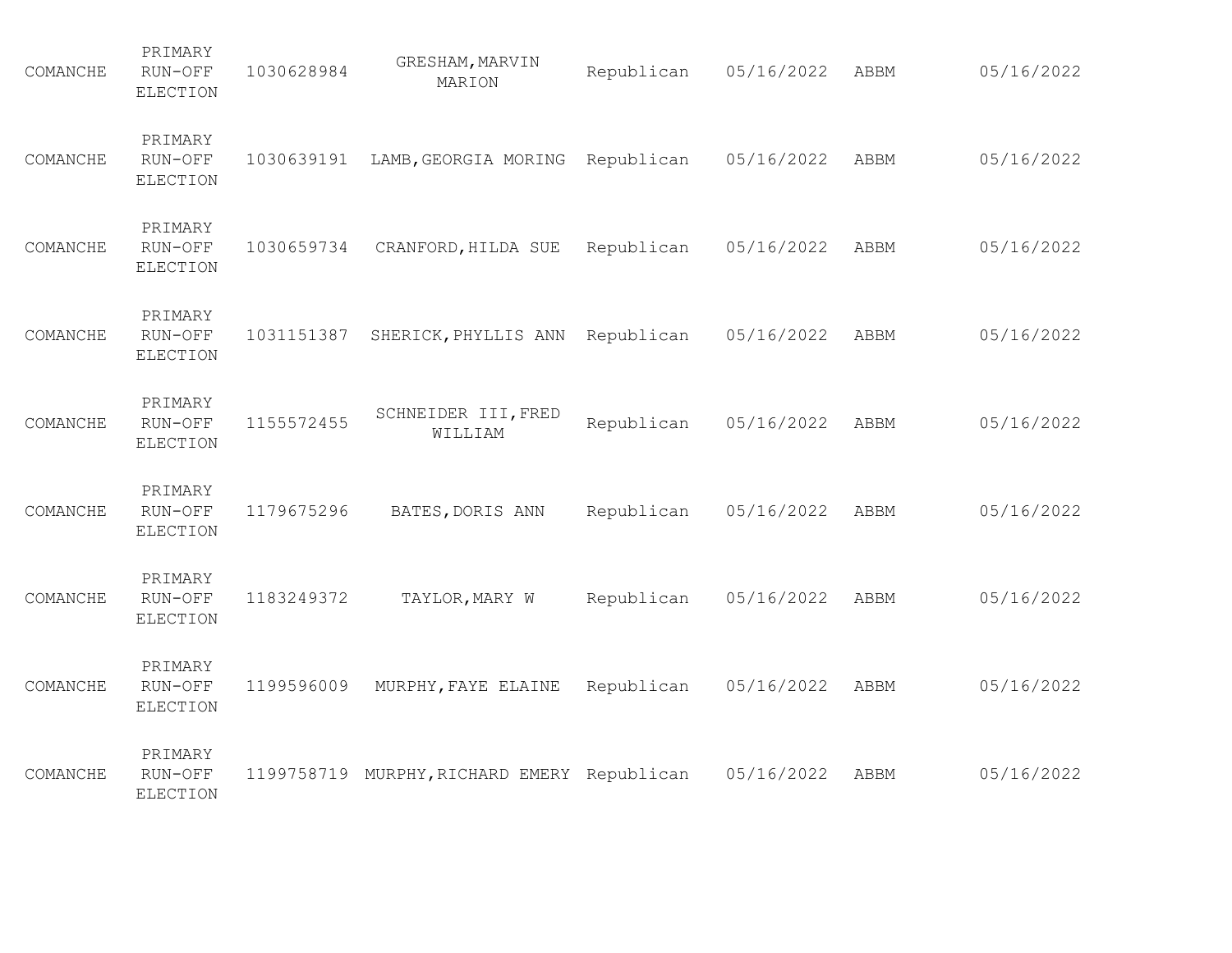| | | | | | | | |
|---|---|---|---|---|---|---|---|
| COMANCHE | PRIMARY RUN-OFF ELECTION | 1030628984 | GRESHAM,MARVIN MARION | Republican | 05/16/2022 | ABBM | 05/16/2022 |
| COMANCHE | PRIMARY RUN-OFF ELECTION | 1030639191 | LAMB,GEORGIA MORING | Republican | 05/16/2022 | ABBM | 05/16/2022 |
| COMANCHE | PRIMARY RUN-OFF ELECTION | 1030659734 | CRANFORD,HILDA SUE | Republican | 05/16/2022 | ABBM | 05/16/2022 |
| COMANCHE | PRIMARY RUN-OFF ELECTION | 1031151387 | SHERICK,PHYLLIS ANN | Republican | 05/16/2022 | ABBM | 05/16/2022 |
| COMANCHE | PRIMARY RUN-OFF ELECTION | 1155572455 | SCHNEIDER III,FRED WILLIAM | Republican | 05/16/2022 | ABBM | 05/16/2022 |
| COMANCHE | PRIMARY RUN-OFF ELECTION | 1179675296 | BATES,DORIS ANN | Republican | 05/16/2022 | ABBM | 05/16/2022 |
| COMANCHE | PRIMARY RUN-OFF ELECTION | 1183249372 | TAYLOR,MARY W | Republican | 05/16/2022 | ABBM | 05/16/2022 |
| COMANCHE | PRIMARY RUN-OFF ELECTION | 1199596009 | MURPHY,FAYE ELAINE | Republican | 05/16/2022 | ABBM | 05/16/2022 |
| COMANCHE | PRIMARY RUN-OFF ELECTION | 1199758719 | MURPHY,RICHARD EMERY | Republican | 05/16/2022 | ABBM | 05/16/2022 |